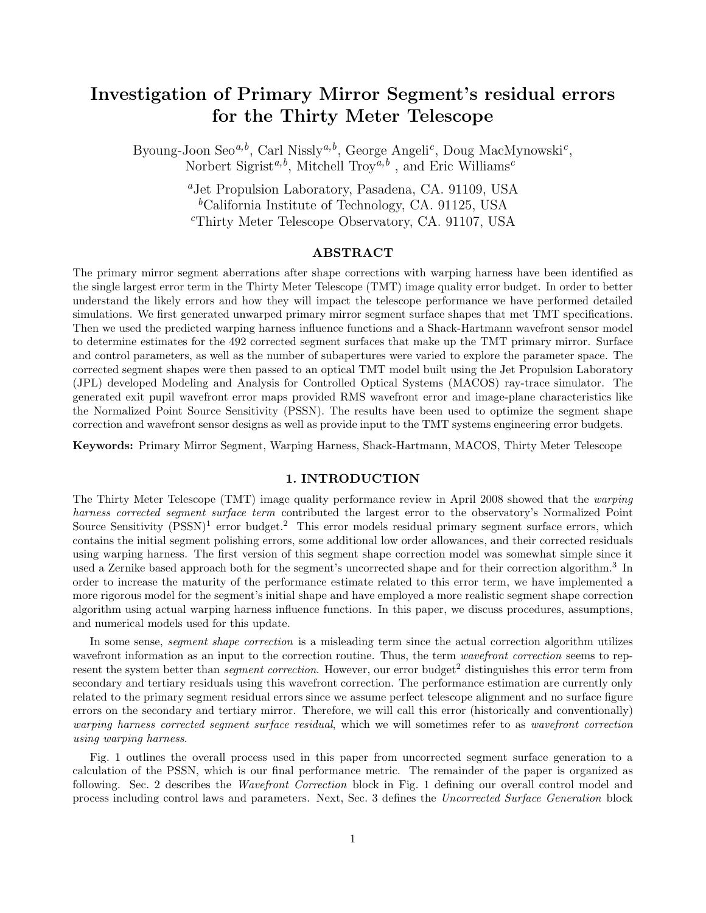# Investigation of Primary Mirror Segment's residual errors for the Thirty Meter Telescope

Byoung-Joon Seo[a,b], Carl Nissly[a,b], George Angeli[c], Doug MacMynowski[c], Norbert Sigrist[a,b], Mitchell Troy[a,b] , and Eric Williams[c]

[a]Jet Propulsion Laboratory, Pasadena, CA. 91109, USA
[b]California Institute of Technology, CA. 91125, USA
[c]Thirty Meter Telescope Observatory, CA. 91107, USA

## ABSTRACT

The primary mirror segment aberrations after shape corrections with warping harness have been identified as the single largest error term in the Thirty Meter Telescope (TMT) image quality error budget. In order to better understand the likely errors and how they will impact the telescope performance we have performed detailed simulations. We first generated unwarped primary mirror segment surface shapes that met TMT specifications. Then we used the predicted warping harness influence functions and a Shack-Hartmann wavefront sensor model to determine estimates for the 492 corrected segment surfaces that make up the TMT primary mirror. Surface and control parameters, as well as the number of subapertures were varied to explore the parameter space. The corrected segment shapes were then passed to an optical TMT model built using the Jet Propulsion Laboratory (JPL) developed Modeling and Analysis for Controlled Optical Systems (MACOS) ray-trace simulator. The generated exit pupil wavefront error maps provided RMS wavefront error and image-plane characteristics like the Normalized Point Source Sensitivity (PSSN). The results have been used to optimize the segment shape correction and wavefront sensor designs as well as provide input to the TMT systems engineering error budgets.

**Keywords:** Primary Mirror Segment, Warping Harness, Shack-Hartmann, MACOS, Thirty Meter Telescope

## 1. INTRODUCTION

The Thirty Meter Telescope (TMT) image quality performance review in April 2008 showed that the *warping harness corrected segment surface term* contributed the largest error to the observatory's Normalized Point Source Sensitivity (PSSN)[1] error budget.[2] This error models residual primary segment surface errors, which contains the initial segment polishing errors, some additional low order allowances, and their corrected residuals using warping harness. The first version of this segment shape correction model was somewhat simple since it used a Zernike based approach both for the segment's uncorrected shape and for their correction algorithm.[3] In order to increase the maturity of the performance estimate related to this error term, we have implemented a more rigorous model for the segment's initial shape and have employed a more realistic segment shape correction algorithm using actual warping harness influence functions. In this paper, we discuss procedures, assumptions, and numerical models used for this update.

In some sense, *segment shape correction* is a misleading term since the actual correction algorithm utilizes wavefront information as an input to the correction routine. Thus, the term *wavefront correction* seems to represent the system better than *segment correction*. However, our error budget[2] distinguishes this error term from secondary and tertiary residuals using this wavefront correction. The performance estimation are currently only related to the primary segment residual errors since we assume perfect telescope alignment and no surface figure errors on the secondary and tertiary mirror. Therefore, we will call this error (historically and conventionally) *warping harness corrected segment surface residual*, which we will sometimes refer to as *wavefront correction using warping harness*.

Fig. 1 outlines the overall process used in this paper from uncorrected segment surface generation to a calculation of the PSSN, which is our final performance metric. The remainder of the paper is organized as following. Sec. 2 describes the *Wavefront Correction* block in Fig. 1 defining our overall control model and process including control laws and parameters. Next, Sec. 3 defines the *Uncorrected Surface Generation* block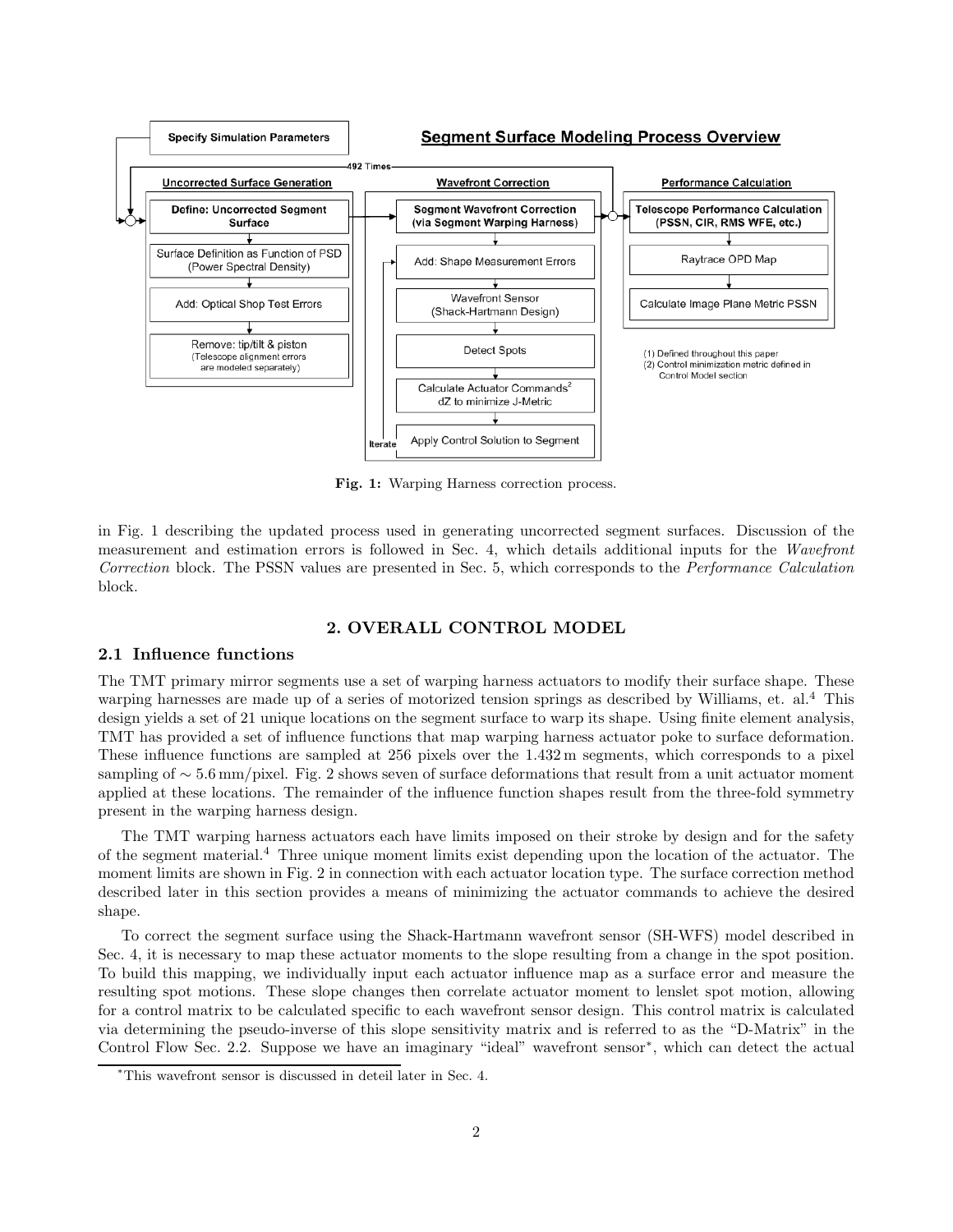Fig. 1: Warping Harness correction process.

in Fig. 1 describing the updated process used in generating uncorrected segment surfaces. Discussion of the measurement and estimation errors is followed in Sec. 4, which details additional inputs for the *Wavefront Correction* block. The PSSN values are presented in Sec. 5, which corresponds to the *Performance Calculation* block.

## 2. OVERALL CONTROL MODEL

### 2.1 Influence functions

The TMT primary mirror segments use a set of warping harness actuators to modify their surface shape. These warping harnesses are made up of a series of motorized tension springs as described by Williams, et. al.[4] This design yields a set of 21 unique locations on the segment surface to warp its shape. Using finite element analysis, TMT has provided a set of influence functions that map warping harness actuator poke to surface deformation. These influence functions are sampled at 256 pixels over the 1.432 m segments, which corresponds to a pixel sampling of $\sim 5.6$ mm/pixel. Fig. 2 shows seven of surface deformations that result from a unit actuator moment applied at these locations. The remainder of the influence function shapes result from the three-fold symmetry present in the warping harness design.

The TMT warping harness actuators each have limits imposed on their stroke by design and for the safety of the segment material.[4] Three unique moment limits exist depending upon the location of the actuator. The moment limits are shown in Fig. 2 in connection with each actuator location type. The surface correction method described later in this section provides a means of minimizing the actuator commands to achieve the desired shape.

To correct the segment surface using the Shack-Hartmann wavefront sensor (SH-WFS) model described in Sec. 4, it is necessary to map these actuator moments to the slope resulting from a change in the spot position. To build this mapping, we individually input each actuator influence map as a surface error and measure the resulting spot motions. These slope changes then correlate actuator moment to lenslet spot motion, allowing for a control matrix to be calculated specific to each wavefront sensor design. This control matrix is calculated via determining the pseudo-inverse of this slope sensitivity matrix and is referred to as the "D-Matrix" in the Control Flow Sec. 2.2. Suppose we have an imaginary "ideal" wavefront sensor*, which can detect the actual

*This wavefront sensor is discussed in deteil later in Sec. 4.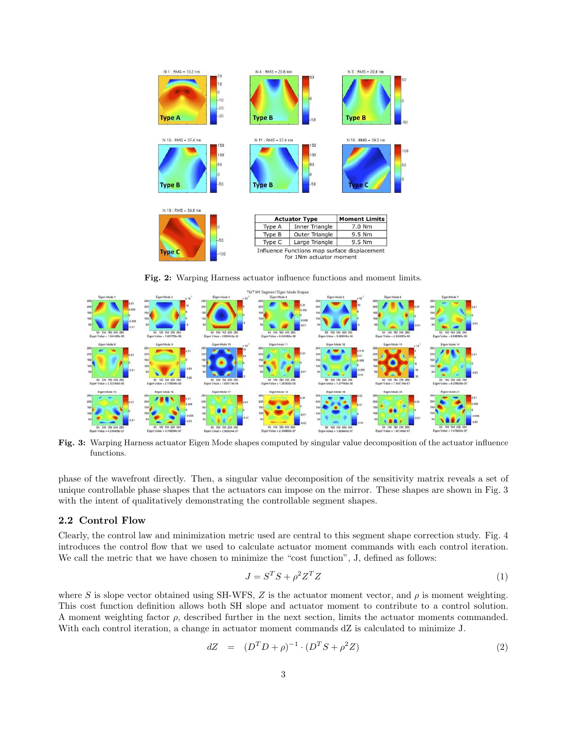| Actuator Type | | Moment Limits |
|---|---|---|
| Type A | Inner Triangle | 7.0 Nm |
| Type B | Outer Triangle | 9.5 Nm |
| Type C | Large Triangle | 9.5 Nm |

Influence Functions map surface displacement for 1Nm actuator moment

**Fig. 2:** Warping Harness actuator influence functions and moment limits.

**Fig. 3:** Warping Harness actuator Eigen Mode shapes computed by singular value decomposition of the actuator influence functions.

phase of the wavefront directly. Then, a singular value decomposition of the sensitivity matrix reveals a set of unique controllable phase shapes that the actuators can impose on the mirror. These shapes are shown in Fig. 3 with the intent of qualitatively demonstrating the controllable segment shapes.

### 2.2 Control Flow

Clearly, the control law and minimization metric used are central to this segment shape correction study. Fig. 4 introduces the control flow that we used to calculate actuator moment commands with each control iteration. We call the metric that we have chosen to minimize the "cost function", J, defined as follows:

$$J = S^T S + \rho^2 Z^T Z \tag{1}$$

where $S$ is slope vector obtained using SH-WFS, $Z$ is the actuator moment vector, and $\rho$ is moment weighting. This cost function definition allows both SH slope and actuator moment to contribute to a control solution. A moment weighting factor $\rho$, described further in the next section, limits the actuator moments commanded. With each control iteration, a change in actuator moment commands dZ is calculated to minimize J.

$$dZ \quad = \quad (D^T D + \rho)^{-1} \cdot (D^T S + \rho^2 Z) \tag{2}$$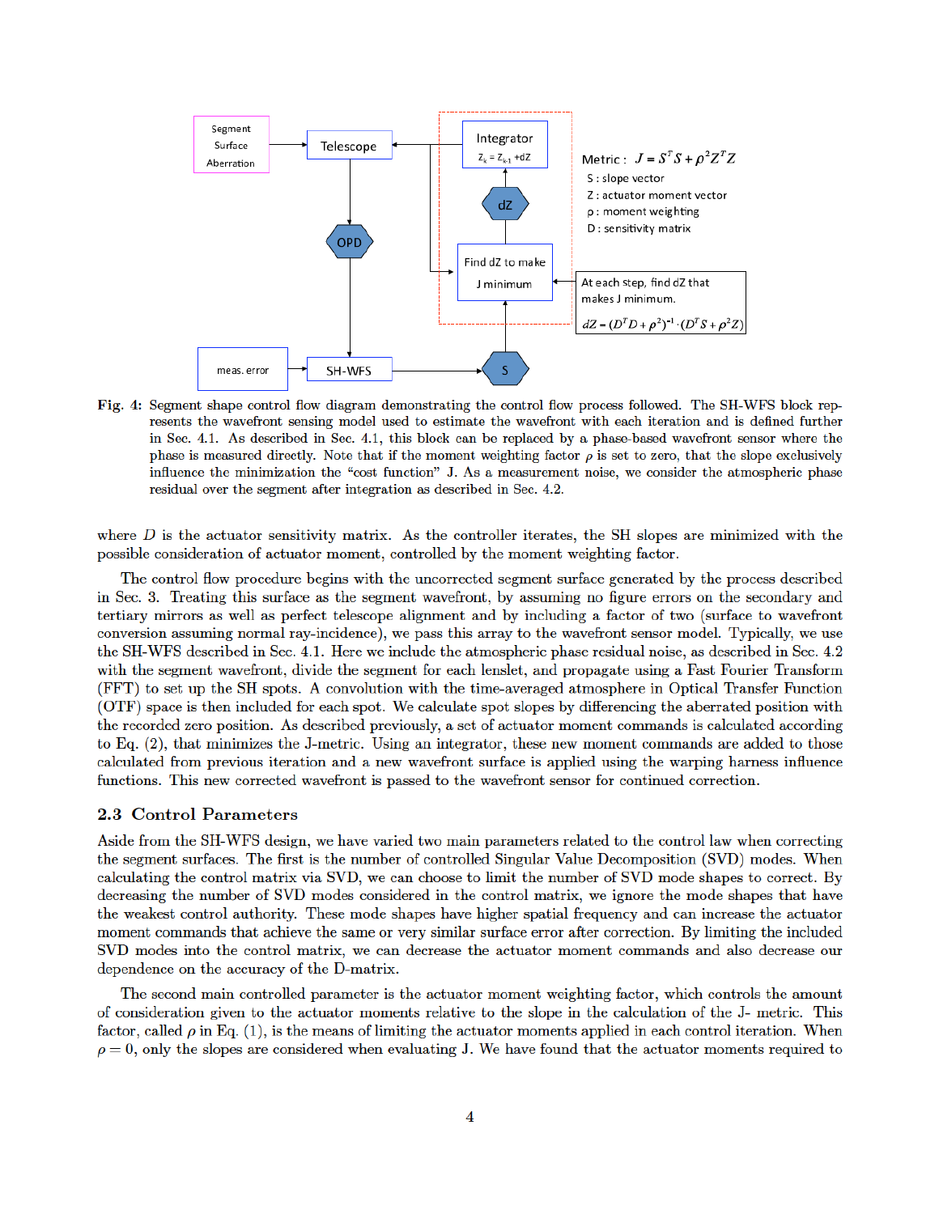**Fig. 4:** Segment shape control flow diagram demonstrating the control flow process followed. The SH-WFS block represents the wavefront sensing model used to estimate the wavefront with each iteration and is defined further in Sec. 4.1. As described in Sec. 4.1, this block can be replaced by a phase-based wavefront sensor where the phase is measured directly. Note that if the moment weighting factor $\rho$ is set to zero, that the slope exclusively influence the minimization the "cost function" J. As a measurement noise, we consider the atmospheric phase residual over the segment after integration as described in Sec. 4.2.

where $D$ is the actuator sensitivity matrix. As the controller iterates, the SH slopes are minimized with the possible consideration of actuator moment, controlled by the moment weighting factor.

The control flow procedure begins with the uncorrected segment surface generated by the process described in Sec. 3. Treating this surface as the segment wavefront, by assuming no figure errors on the secondary and tertiary mirrors as well as perfect telescope alignment and by including a factor of two (surface to wavefront conversion assuming normal ray-incidence), we pass this array to the wavefront sensor model. Typically, we use the SH-WFS described in Sec. 4.1. Here we include the atmospheric phase residual noise, as described in Sec. 4.2 with the segment wavefront, divide the segment for each lenslet, and propagate using a Fast Fourier Transform (FFT) to set up the SH spots. A convolution with the time-averaged atmosphere in Optical Transfer Function (OTF) space is then included for each spot. We calculate surface spot slopes by differencing the aberrated position with the recorded zero position. As described previously, a set of actuator moment commands is calculated according to Eq. (2), that minimizes the J-metric. Using an integrator, these new moment commands are added to those calculated from previous iteration and a new wavefront surface is applied using the warping harness influence functions. This new corrected wavefront is passed to the wavefront sensor for continued correction.

## 2.3 Control Parameters

Aside from the SH-WFS design, we have varied two main parameters related to the control law when correcting the segment surfaces. The first is the number of controlled Singular Value Decomposition (SVD) modes. When calculating the control matrix via SVD, we can choose to limit the number of SVD mode shapes to correct. By decreasing the number of SVD modes considered in the control matrix, we ignore the mode shapes that have the weakest control authority. These mode shapes have higher spatial frequency and can increase the actuator moment commands that achieve the same or very similar surface error after correction. By limiting the included SVD modes into the control matrix, we can decrease the actuator moment commands and also decrease our dependence on the accuracy of the D-matrix.

The second main controlled parameter is the actuator moment weighting factor, which controls the amount of consideration given to the actuator moments relative to the slope in the calculation of the J- metric. This factor, called $\rho$ in Eq. (1), is the means of limiting the actuator moments applied in each control iteration. When $\rho = 0$, only the slopes are considered when evaluating J. We have found that the actuator moments required to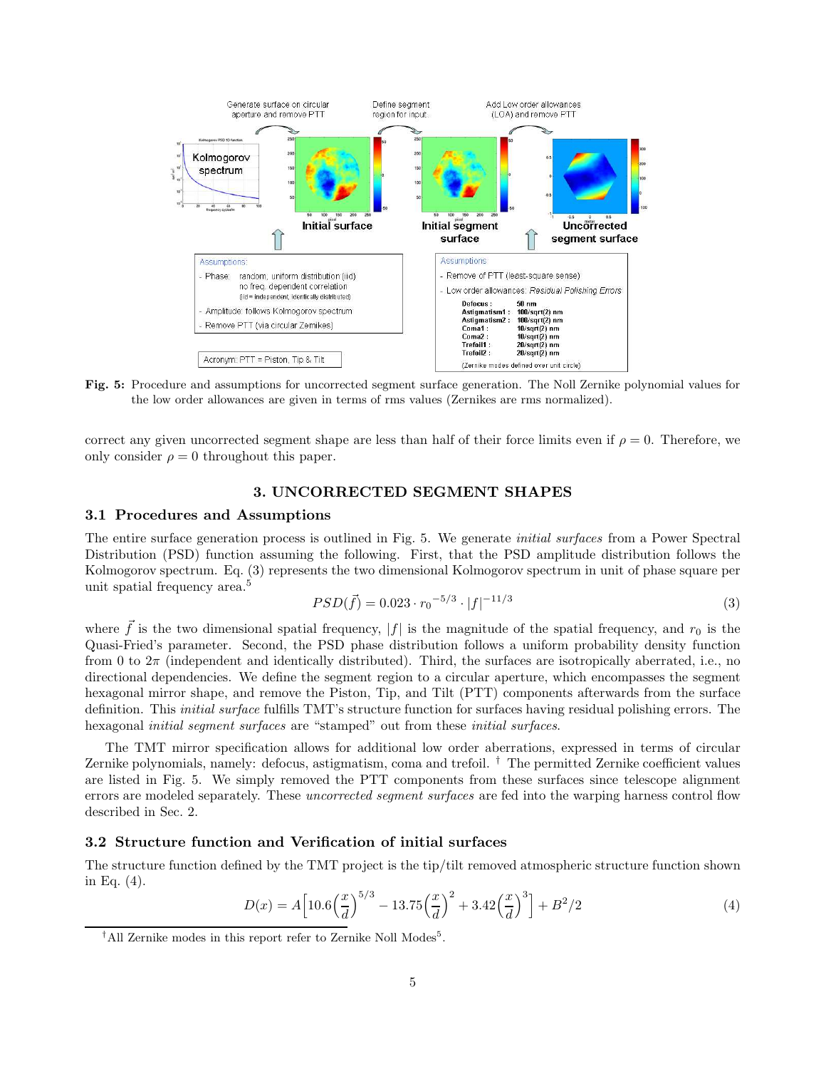Fig. 5: Procedure and assumptions for uncorrected segment surface generation. The Noll Zernike polynomial values for the low order allowances are given in terms of rms values (Zernikes are rms normalized).

correct any given uncorrected segment shape are less than half of their force limits even if $\rho = 0$. Therefore, we only consider $\rho = 0$ throughout this paper.

## 3. UNCORRECTED SEGMENT SHAPES

### 3.1 Procedures and Assumptions

The entire surface generation process is outlined in Fig. 5. We generate *initial surfaces* from a Power Spectral Distribution (PSD) function assuming the following. First, that the PSD amplitude distribution follows the Kolmogorov spectrum. Eq. (3) represents the two dimensional Kolmogorov spectrum in unit of phase square per unit spatial frequency area.[5]

$$PSD(\vec{f}) = 0.023 \cdot r_0{}^{-5/3} \cdot |f|^{-11/3} \tag{3}$$

where $\vec{f}$ is the two dimensional spatial frequency, $|f|$ is the magnitude of the spatial frequency, and $r_0$ is the Quasi-Fried's parameter. Second, the PSD phase distribution follows a uniform probability density function from 0 to $2\pi$ (independent and identically distributed). Third, the surfaces are isotropically aberrated, i.e., no directional dependencies. We define the segment region to a circular aperture, which encompasses the segment hexagonal mirror shape, and remove the Piston, Tip, and Tilt (PTT) components afterwards from the surface definition. This *initial surface* fulfills TMT's structure function for surfaces having residual polishing errors. The hexagonal *initial segment surfaces* are "stamped" out from these *initial surfaces*.

The TMT mirror specification allows for additional low order aberrations, expressed in terms of circular Zernike polynomials, namely: defocus, astigmatism, coma and trefoil. [†] The permitted Zernike coefficient values are listed in Fig. 5. We simply removed the PTT components from these surfaces since telescope alignment errors are modeled separately. These *uncorrected segment surfaces* are fed into the warping harness control flow described in Sec. 2.

### 3.2 Structure function and Verification of initial surfaces

The structure function defined by the TMT project is the tip/tilt removed atmospheric structure function shown in Eq. (4).

$$D(x) = A\Big[10.6\Big(\frac{x}{d}\Big)^{5/3} - 13.75\Big(\frac{x}{d}\Big)^2 + 3.42\Big(\frac{x}{d}\Big)^3\Big] + B^2/2 \tag{4}$$

[†] All Zernike modes in this report refer to Zernike Noll Modes[5].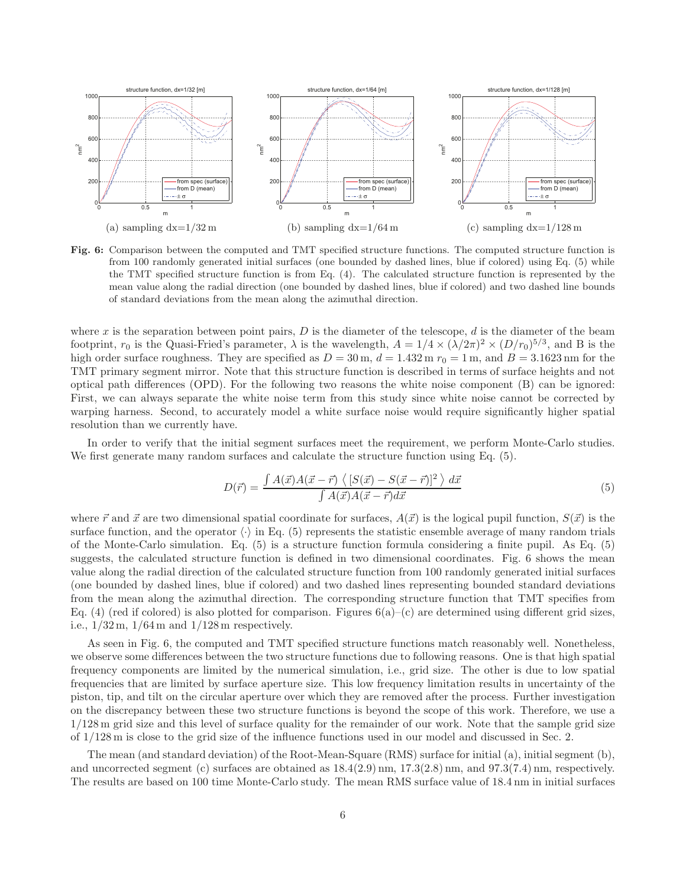(a) sampling dx=1/32 m

(b) sampling dx=1/64 m

(c) sampling dx=1/128 m

**Fig. 6:** Comparison between the computed and TMT specified structure functions. The computed structure function is from 100 randomly generated initial surfaces (one bounded by dashed lines, blue if colored) using Eq. (5) while the TMT specified structure function is from Eq. (4). The calculated structure function is represented by the mean value along the radial direction (one bounded by dashed lines, blue if colored) and two dashed line bounds of standard deviations from the mean along the azimuthal direction.

where $x$ is the separation between point pairs, $D$ is the diameter of the telescope, $d$ is the diameter of the beam footprint, $r_0$ is the Quasi-Fried's parameter, $\lambda$ is the wavelength, $A = 1/4 \times (\lambda/2\pi)^2 \times (D/r_0)^{5/3}$, and B is the high order surface roughness. They are specified as $D = 30\,\text{m}$, $d = 1.432\,\text{m}$ $r_0 = 1\,\text{m}$, and $B = 3.1623\,\text{nm}$ for the TMT primary segment mirror. Note that this structure function is described in terms of surface heights and not optical path differences (OPD). For the following two reasons the white noise component (B) can be ignored: First, we can always separate the white noise term from this study since white noise cannot be corrected by warping harness. Second, to accurately model a white surface noise would require significantly higher spatial resolution than we currently have.

In order to verify that the initial segment surfaces meet the requirement, we perform Monte-Carlo studies. We first generate many random surfaces and calculate the structure function using Eq. (5).

$$D(\vec{r}) = \frac{\int A(\vec{x})A(\vec{x}-\vec{r})\,\left\langle [S(\vec{x}) - S(\vec{x}-\vec{r})]^2 \right\rangle\, d\vec{x}}{\int A(\vec{x})A(\vec{x}-\vec{r})d\vec{x}} \tag{5}$$

where $\vec{r}$ and $\vec{x}$ are two dimensional spatial coordinate for surfaces, $A(\vec{x})$ is the logical pupil function, $S(\vec{x})$ is the surface function, and the operator $\langle\cdot\rangle$ in Eq. (5) represents the statistic ensemble average of many random trials of the Monte-Carlo simulation. Eq. (5) is a structure function formula considering a finite pupil. As Eq. (5) suggests, the calculated structure function is defined in two dimensional coordinates. Fig. 6 shows the mean value along the radial direction of the calculated structure function from 100 randomly generated initial surfaces (one bounded by dashed lines, blue if colored) and two dashed lines representing bounded standard deviations from the mean along the azimuthal direction. The corresponding structure function that TMT specifies from Eq. (4) (red if colored) is also plotted for comparison. Figures 6(a)–(c) are determined using different grid sizes, i.e., 1/32 m, 1/64 m and 1/128 m respectively.

As seen in Fig. 6, the computed and TMT specified structure functions match reasonably well. Nonetheless, we observe some differences between the two structure functions due to following reasons. One is that high spatial frequency components are limited by the numerical simulation, i.e., grid size. The other is due to low spatial frequencies that are limited by surface aperture size. This low frequency limitation results in uncertainty of the piston, tip, and tilt on the circular aperture over which they are removed after the process. Further investigation on the discrepancy between these two structure functions is beyond the scope of this work. Therefore, we use a 1/128 m grid size and this level of surface quality for the remainder of our work. Note that the sample grid size of 1/128 m is close to the grid size of the influence functions used in our model and discussed in Sec. 2.

The mean (and standard deviation) of the Root-Mean-Square (RMS) surface for initial (a), initial segment (b), and uncorrected segment (c) surfaces are obtained as 18.4(2.9) nm, 17.3(2.8) nm, and 97.3(7.4) nm, respectively. The results are based on 100 time Monte-Carlo study. The mean RMS surface value of 18.4 nm in initial surfaces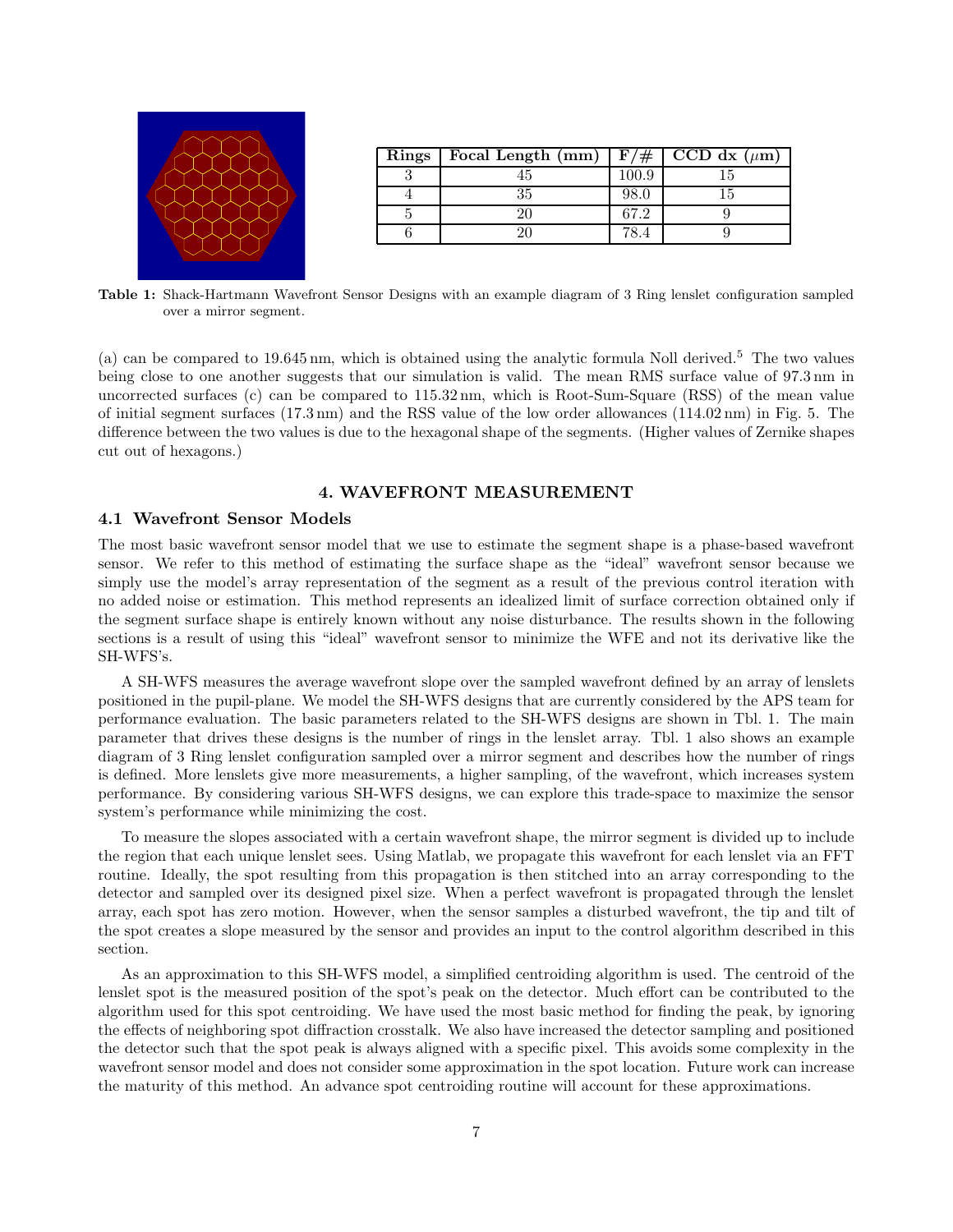| Rings | Focal Length (mm) | F/# | CCD dx ($\mu$m) |
|---|---|---|---|
| 3 | 45 | 100.9 | 15 |
| 4 | 35 | 98.0 | 15 |
| 5 | 20 | 67.2 | 9 |
| 6 | 20 | 78.4 | 9 |

**Table 1:** Shack-Hartmann Wavefront Sensor Designs with an example diagram of 3 Ring lenslet configuration sampled over a mirror segment.

(a) can be compared to 19.645 nm, which is obtained using the analytic formula Noll derived.[5] The two values being close to one another suggests that our simulation is valid. The mean RMS surface value of 97.3 nm in uncorrected surfaces (c) can be compared to 115.32 nm, which is Root-Sum-Square (RSS) of the mean value of initial segment surfaces (17.3 nm) and the RSS value of the low order allowances (114.02 nm) in Fig. 5. The difference between the two values is due to the hexagonal shape of the segments. (Higher values of Zernike shapes cut out of hexagons.)

## 4. WAVEFRONT MEASUREMENT

### 4.1 Wavefront Sensor Models

The most basic wavefront sensor model that we use to estimate the segment shape is a phase-based wavefront sensor. We refer to this method of estimating the surface shape as the "ideal" wavefront sensor because we simply use the model's array representation of the segment as a result of the previous control iteration with no added noise or estimation. This method represents an idealized limit of surface correction obtained only if the segment surface shape is entirely known without any noise disturbance. The results shown in the following sections is a result of using this "ideal" wavefront sensor to minimize the WFE and not its derivative like the SH-WFS's.

A SH-WFS measures the average wavefront slope over the sampled wavefront defined by an array of lenslets positioned in the pupil-plane. We model the SH-WFS designs that are currently considered by the APS team for performance evaluation. The basic parameters related to the SH-WFS designs are shown in Tbl. 1. The main parameter that drives these designs is the number of rings in the lenslet array. Tbl. 1 also shows an example diagram of 3 Ring lenslet configuration sampled over a mirror segment and describes how the number of rings is defined. More lenslets give more measurements, a higher sampling, of the wavefront, which increases system performance. By considering various SH-WFS designs, we can explore this trade-space to maximize the sensor system's performance while minimizing the cost.

To measure the slopes associated with a certain wavefront shape, the mirror segment is divided up to include the region that each unique lenslet sees. Using Matlab, we propagate this wavefront for each lenslet via an FFT routine. Ideally, the spot resulting from this propagation is then stitched into an array corresponding to the detector and sampled over its designed pixel size. When a perfect wavefront is propagated through the lenslet array, each spot has zero motion. However, when the sensor samples a disturbed wavefront, the tip and tilt of the spot creates a slope measured by the sensor and provides an input to the control algorithm described in this section.

As an approximation to this SH-WFS model, a simplified centroiding algorithm is used. The centroid of the lenslet spot is the measured position of the spot's peak on the detector. Much effort can be contributed to the algorithm used for this spot centroiding. We have used the most basic method for finding the peak, by ignoring the effects of neighboring spot diffraction crosstalk. We also have increased the detector sampling and positioned the detector such that the spot peak is always aligned with a specific pixel. This avoids some complexity in the wavefront sensor model and does not consider some approximation in the spot location. Future work can increase the maturity of this method. An advance spot centroiding routine will account for these approximations.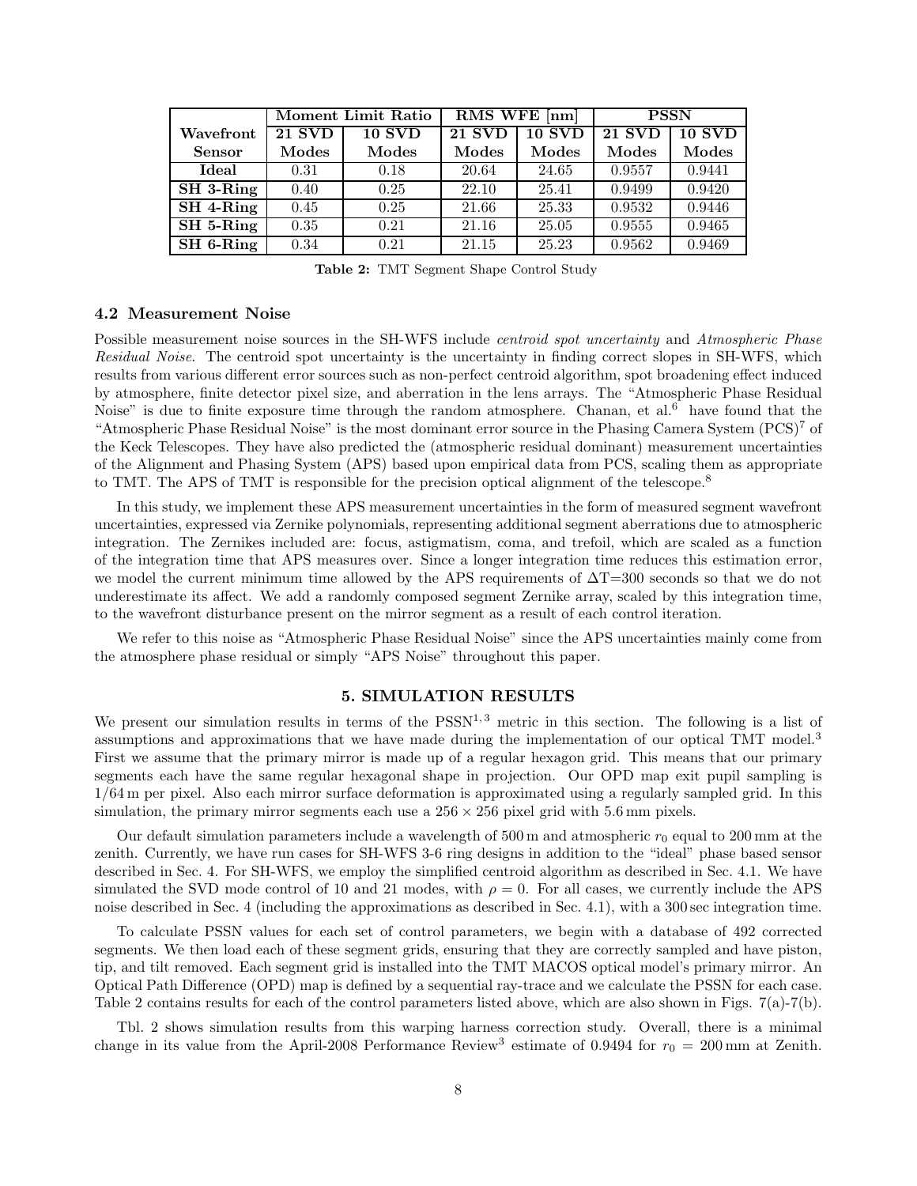| Wavefront Sensor | Moment Limit Ratio | | RMS WFE [nm] | | PSSN | |
|---|---|---|---|---|---|---|
| | 21 SVD Modes | 10 SVD Modes | 21 SVD Modes | 10 SVD Modes | 21 SVD Modes | 10 SVD Modes |
| **Ideal** | 0.31 | 0.18 | 20.64 | 24.65 | 0.9557 | 0.9441 |
| **SH 3-Ring** | 0.40 | 0.25 | 22.10 | 25.41 | 0.9499 | 0.9420 |
| **SH 4-Ring** | 0.45 | 0.25 | 21.66 | 25.33 | 0.9532 | 0.9446 |
| **SH 5-Ring** | 0.35 | 0.21 | 21.16 | 25.05 | 0.9555 | 0.9465 |
| **SH 6-Ring** | 0.34 | 0.21 | 21.15 | 25.23 | 0.9562 | 0.9469 |

**Table 2:** TMT Segment Shape Control Study

### 4.2 Measurement Noise

Possible measurement noise sources in the SH-WFS include *centroid spot uncertainty* and *Atmospheric Phase Residual Noise*. The centroid spot uncertainty is the uncertainty in finding correct slopes in SH-WFS, which results from various different error sources such as non-perfect centroid algorithm, spot broadening effect induced by atmosphere, finite detector pixel size, and aberration in the lens arrays. The "Atmospheric Phase Residual Noise" is due to finite exposure time through the random atmosphere. Chanan, et al.[6] have found that the "Atmospheric Phase Residual Noise" is the most dominant error source in the Phasing Camera System (PCS)[7] of the Keck Telescopes. They have also predicted the (atmospheric residual dominant) measurement uncertainties of the Alignment and Phasing System (APS) based upon empirical data from PCS, scaling them as appropriate to TMT. The APS of TMT is responsible for the precision optical alignment of the telescope.[8]

In this study, we implement these APS measurement uncertainties in the form of measured segment wavefront uncertainties, expressed via Zernike polynomials, representing additional segment aberrations due to atmospheric integration. The Zernikes included are: focus, astigmatism, coma, and trefoil, which are scaled as a function of the integration time that APS measures over. Since a longer integration time reduces this estimation error, we model the current minimum time allowed by the APS requirements of $\Delta$T=300 seconds so that we do not underestimate its affect. We add a randomly composed segment Zernike array, scaled by this integration time, to the wavefront disturbance present on the mirror segment as a result of each control iteration.

We refer to this noise as "Atmospheric Phase Residual Noise" since the APS uncertainties mainly come from the atmosphere phase residual or simply "APS Noise" throughout this paper.

## 5. SIMULATION RESULTS

We present our simulation results in terms of the PSSN[1,3] metric in this section. The following is a list of assumptions and approximations that we have made during the implementation of our optical TMT model.[3] First we assume that the primary mirror is made up of a regular hexagon grid. This means that our primary segments each have the same regular hexagonal shape in projection. Our OPD map exit pupil sampling is 1/64 m per pixel. Also each mirror surface deformation is approximated using a regularly sampled grid. In this simulation, the primary mirror segments each use a $256 \times 256$ pixel grid with 5.6 mm pixels.

Our default simulation parameters include a wavelength of 500 m and atmospheric $r_0$ equal to 200 mm at the zenith. Currently, we have run cases for SH-WFS 3-6 ring designs in addition to the "ideal" phase based sensor described in Sec. 4. For SH-WFS, we employ the simplified centroid algorithm as described in Sec. 4.1. We have simulated the SVD mode control of 10 and 21 modes, with $\rho = 0$. For all cases, we currently include the APS noise described in Sec. 4 (including the approximations as described in Sec. 4.1), with a 300 sec integration time.

To calculate PSSN values for each set of control parameters, we begin with a database of 492 corrected segments. We then load each of these segment grids, ensuring that they are correctly sampled and have piston, tip, and tilt removed. Each segment grid is installed into the TMT MACOS optical model's primary mirror. An Optical Path Difference (OPD) map is defined by a sequential ray-trace and we calculate the PSSN for each case. Table 2 contains results for each of the control parameters listed above, which are also shown in Figs. 7(a)-7(b).

Tbl. 2 shows simulation results from this warping harness correction study. Overall, there is a minimal change in its value from the April-2008 Performance Review[3] estimate of 0.9494 for $r_0 = 200$ mm at Zenith.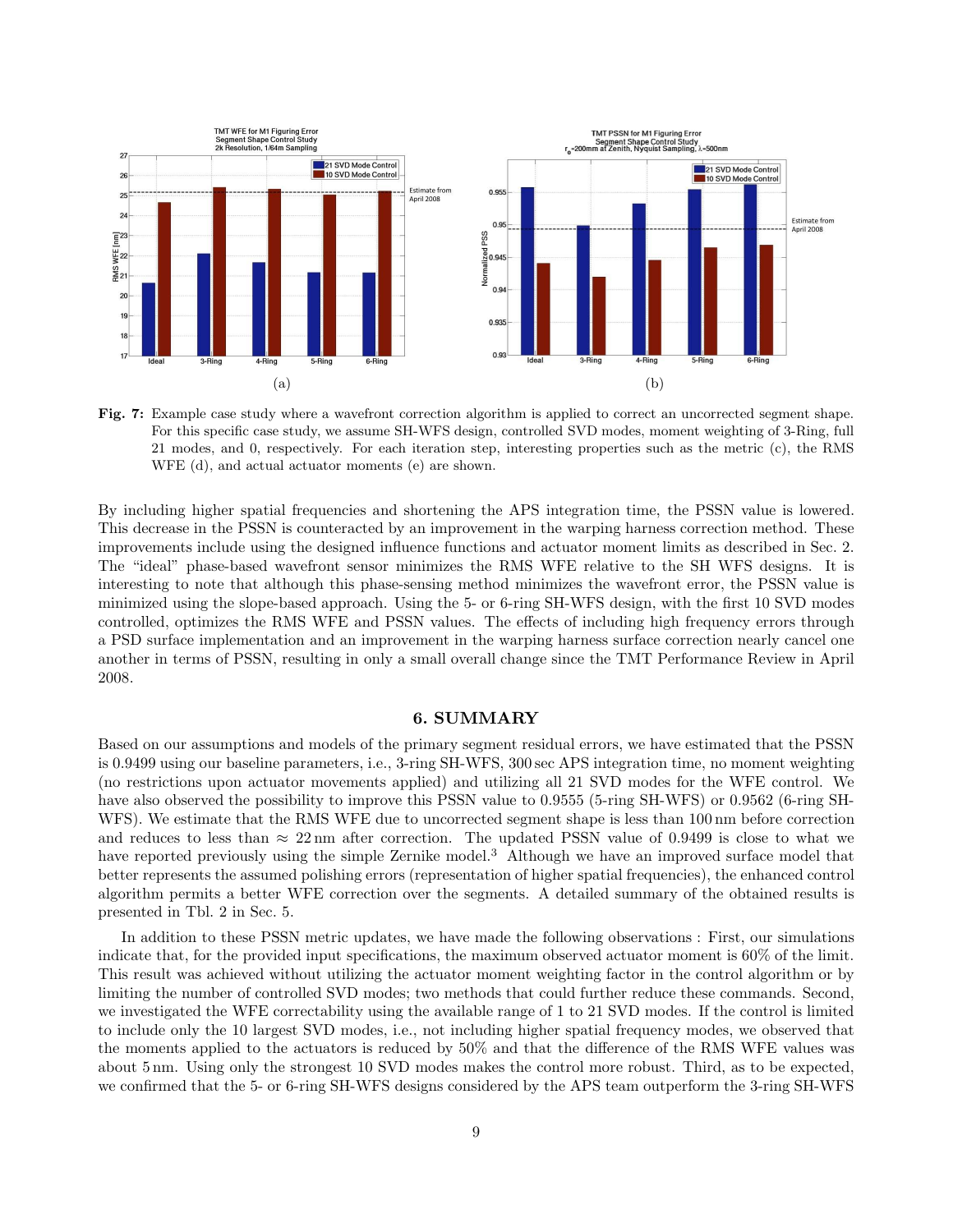(a)

(b)

**Fig. 7:** Example case study where a wavefront correction algorithm is applied to correct an uncorrected segment shape. For this specific case study, we assume SH-WFS design, controlled SVD modes, moment weighting of 3-Ring, full 21 modes, and 0, respectively. For each iteration step, interesting properties such as the metric (c), the RMS WFE (d), and actual actuator moments (e) are shown.

By including higher spatial frequencies and shortening the APS integration time, the PSSN value is lowered. This decrease in the PSSN is counteracted by an improvement in the warping harness correction method. These improvements include using the designed influence functions and actuator moment limits as described in Sec. 2. The "ideal" phase-based wavefront sensor minimizes the RMS WFE relative to the SH WFS designs. It is interesting to note that although this phase-sensing method minimizes the wavefront error, the PSSN value is minimized using the slope-based approach. Using the 5- or 6-ring SH-WFS design, with the first 10 SVD modes controlled, optimizes the RMS WFE and PSSN values. The effects of including high frequency errors through a PSD surface implementation and an improvement in the warping harness surface correction nearly cancel one another in terms of PSSN, resulting in only a small overall change since the TMT Performance Review in April 2008.

## 6. SUMMARY

Based on our assumptions and models of the primary segment residual errors, we have estimated that the PSSN is 0.9499 using our baseline parameters, i.e., 3-ring SH-WFS, 300 sec APS integration time, no moment weighting (no restrictions upon actuator movements applied) and utilizing all 21 SVD modes for the WFE control. We have also observed the possibility to improve this PSSN value to 0.9555 (5-ring SH-WFS) or 0.9562 (6-ring SH-WFS). We estimate that the RMS WFE due to uncorrected segment shape is less than 100 nm before correction and reduces to less than $\approx$ 22 nm after correction. The updated PSSN value of 0.9499 is close to what we have reported previously using the simple Zernike model.[3] Although we have an improved surface model that better represents the assumed polishing errors (representation of higher spatial frequencies), the enhanced control algorithm permits a better WFE correction over the segments. A detailed summary of the obtained results is presented in Tbl. 2 in Sec. 5.

In addition to these PSSN metric updates, we have made the following observations : First, our simulations indicate that, for the provided input specifications, the maximum observed actuator moment is 60% of the limit. This result was achieved without utilizing the actuator moment weighting factor in the control algorithm or by limiting the number of controlled SVD modes; two methods that could further reduce these commands. Second, we investigated the WFE correctability using the available range of 1 to 21 SVD modes. If the control is limited to include only the 10 largest SVD modes, i.e., not including higher spatial frequency modes, we observed that the moments applied to the actuators is reduced by 50% and that the difference of the RMS WFE values was about 5 nm. Using only the strongest 10 SVD modes makes the control more robust. Third, as to be expected, we confirmed that the 5- or 6-ring SH-WFS designs considered by the APS team outperform the 3-ring SH-WFS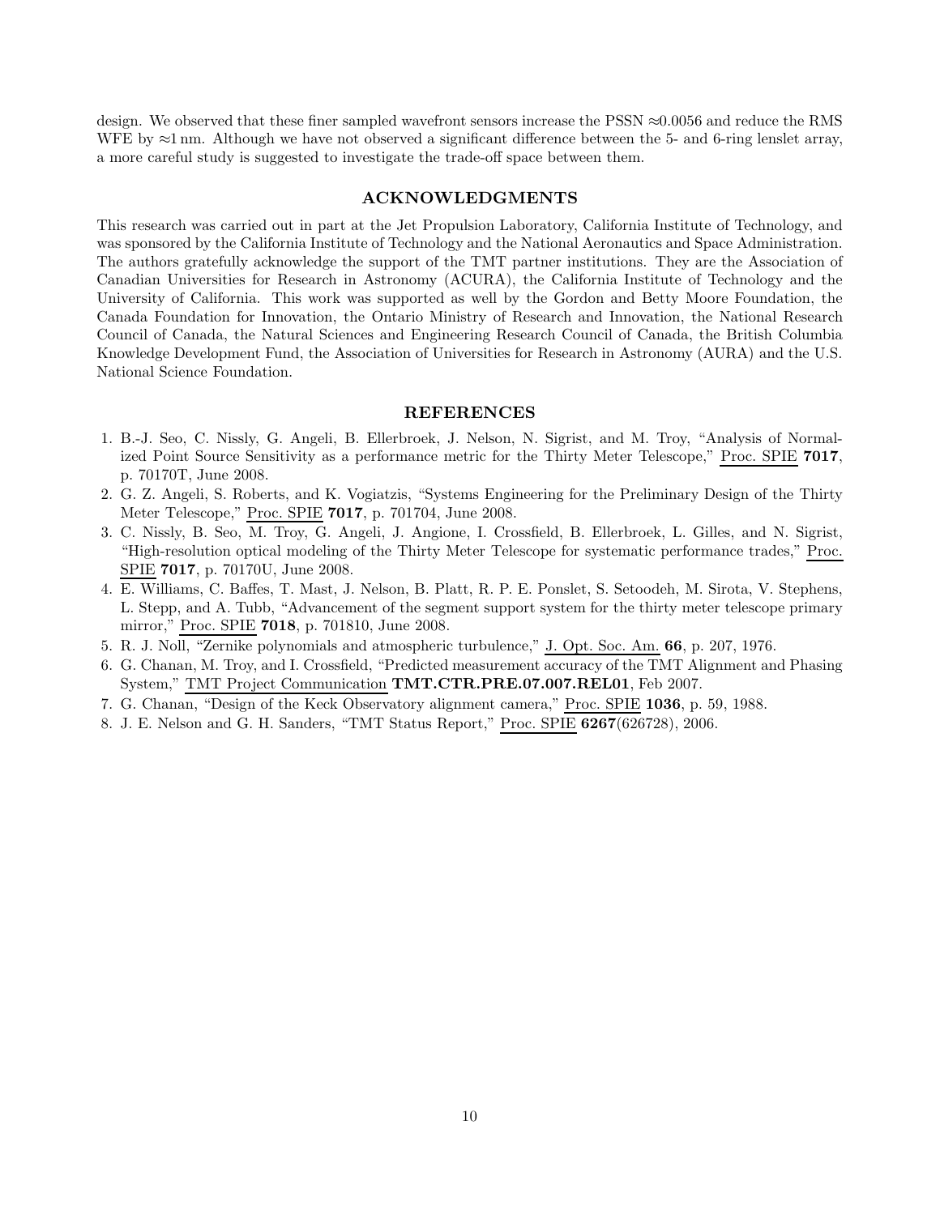design. We observed that these finer sampled wavefront sensors increase the PSSN $\approx$0.0056 and reduce the RMS WFE by $\approx$1 nm. Although we have not observed a significant difference between the 5- and 6-ring lenslet array, a more careful study is suggested to investigate the trade-off space between them.

## ACKNOWLEDGMENTS

This research was carried out in part at the Jet Propulsion Laboratory, California Institute of Technology, and was sponsored by the California Institute of Technology and the National Aeronautics and Space Administration. The authors gratefully acknowledge the support of the TMT partner institutions. They are the Association of Canadian Universities for Research in Astronomy (ACURA), the California Institute of Technology and the University of California. This work was supported as well by the Gordon and Betty Moore Foundation, the Canada Foundation for Innovation, the Ontario Ministry of Research and Innovation, the National Research Council of Canada, the Natural Sciences and Engineering Research Council of Canada, the British Columbia Knowledge Development Fund, the Association of Universities for Research in Astronomy (AURA) and the U.S. National Science Foundation.

## REFERENCES

1. B.-J. Seo, C. Nissly, G. Angeli, B. Ellerbroek, J. Nelson, N. Sigrist, and M. Troy, "Analysis of Normalized Point Source Sensitivity as a performance metric for the Thirty Meter Telescope," Proc. SPIE **7017**, p. 70170T, June 2008.
2. G. Z. Angeli, S. Roberts, and K. Vogiatzis, "Systems Engineering for the Preliminary Design of the Thirty Meter Telescope," Proc. SPIE **7017**, p. 701704, June 2008.
3. C. Nissly, B. Seo, M. Troy, G. Angeli, J. Angione, I. Crossfield, B. Ellerbroek, L. Gilles, and N. Sigrist, "High-resolution optical modeling of the Thirty Meter Telescope for systematic performance trades," Proc. SPIE **7017**, p. 70170U, June 2008.
4. E. Williams, C. Baffes, T. Mast, J. Nelson, B. Platt, R. P. E. Ponslet, S. Setoodeh, M. Sirota, V. Stephens, L. Stepp, and A. Tubb, "Advancement of the segment support system for the thirty meter telescope primary mirror," Proc. SPIE **7018**, p. 701810, June 2008.
5. R. J. Noll, "Zernike polynomials and atmospheric turbulence," J. Opt. Soc. Am. **66**, p. 207, 1976.
6. G. Chanan, M. Troy, and I. Crossfield, "Predicted measurement accuracy of the TMT Alignment and Phasing System," TMT Project Communication **TMT.CTR.PRE.07.007.REL01**, Feb 2007.
7. G. Chanan, "Design of the Keck Observatory alignment camera," Proc. SPIE **1036**, p. 59, 1988.
8. J. E. Nelson and G. H. Sanders, "TMT Status Report," Proc. SPIE **6267**(626728), 2006.